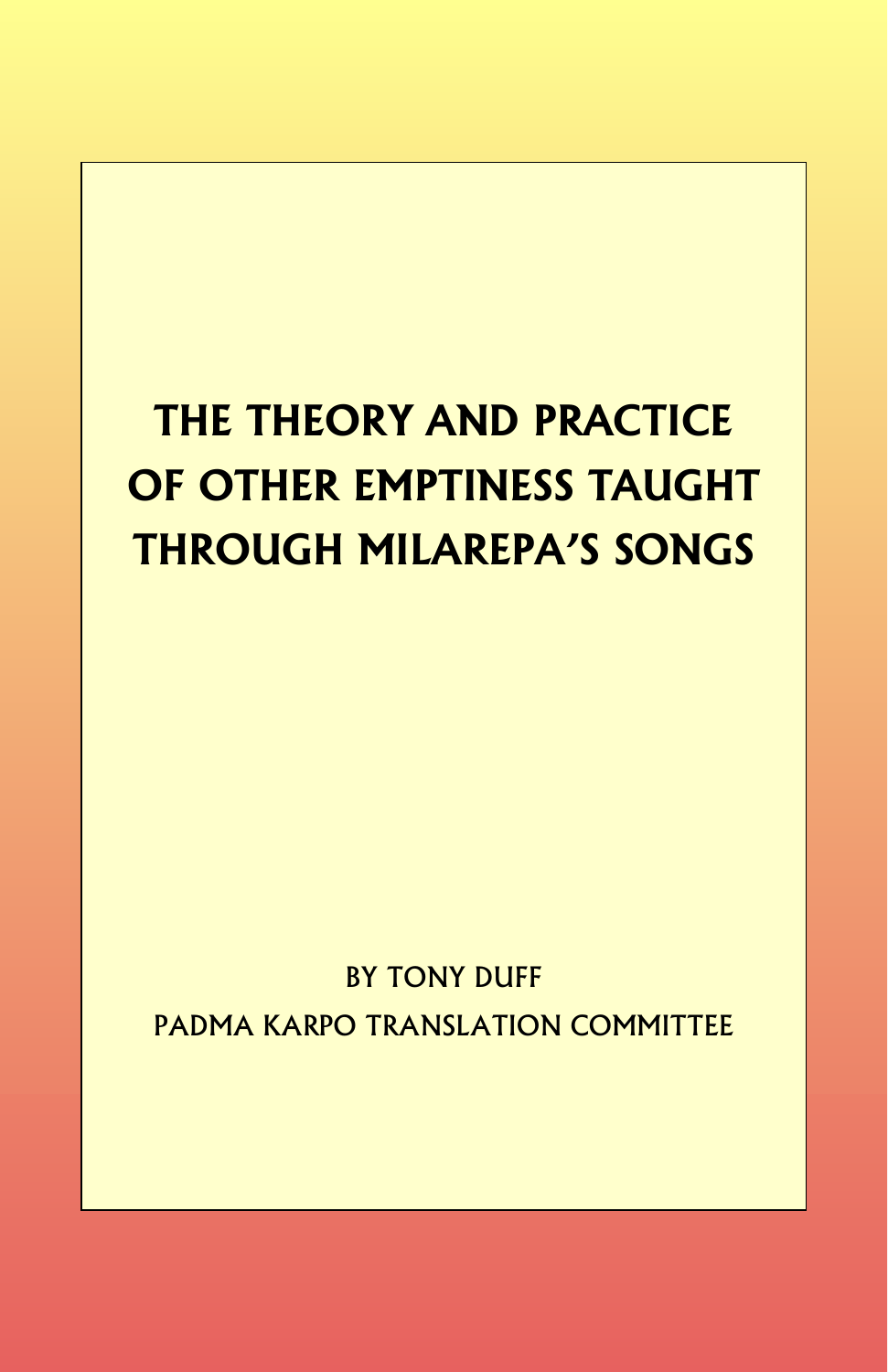# THE THEORY AND PRACTICE OF OTHER EMPTINESS TAUGHT THROUGH MILAREPA'S SONGS

BY TONY DUFF

PADMA KARPO TRANSLATION COMMITTEE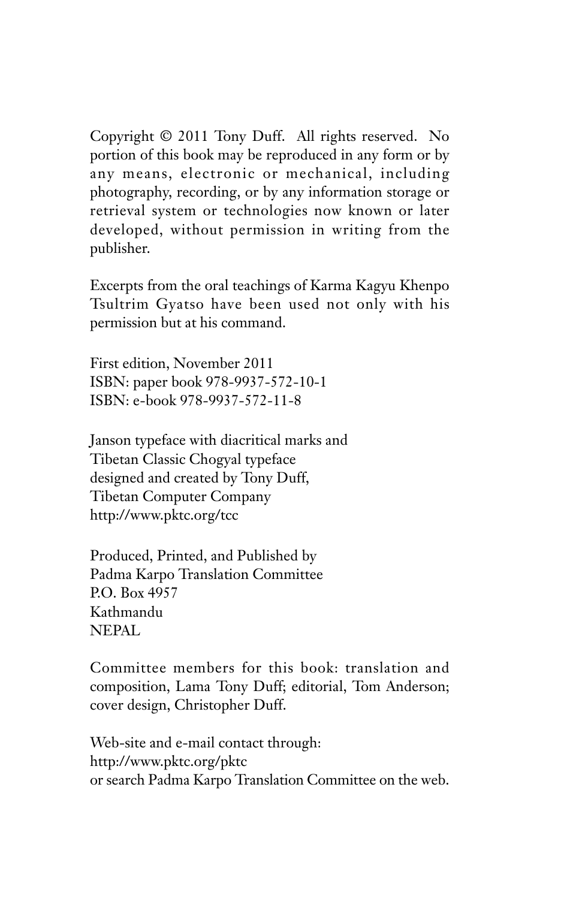Copyright © 2011 Tony Duff. All rights reserved. No portion of this book may be reproduced in any form or by any means, electronic or mechanical, including photography, recording, or by any information storage or retrieval system or technologies now known or later developed, without permission in writing from the publisher.

Excerpts from the oral teachings of Karma Kagyu Khenpo Tsultrim Gyatso have been used not only with his permission but at his command.

First edition, November 2011
ISBN: paper book 978-9937-572-10-1
ISBN: e-book 978-9937-572-11-8

Janson typeface with diacritical marks and
Tibetan Classic Chogyal typeface
designed and created by Tony Duff,
Tibetan Computer Company
http://www.pktc.org/tcc

Produced, Printed, and Published by
Padma Karpo Translation Committee
P.O. Box 4957
Kathmandu
NEPAL

Committee members for this book: translation and composition, Lama Tony Duff; editorial, Tom Anderson; cover design, Christopher Duff.

Web-site and e-mail contact through:
http://www.pktc.org/pktc
or search Padma Karpo Translation Committee on the web.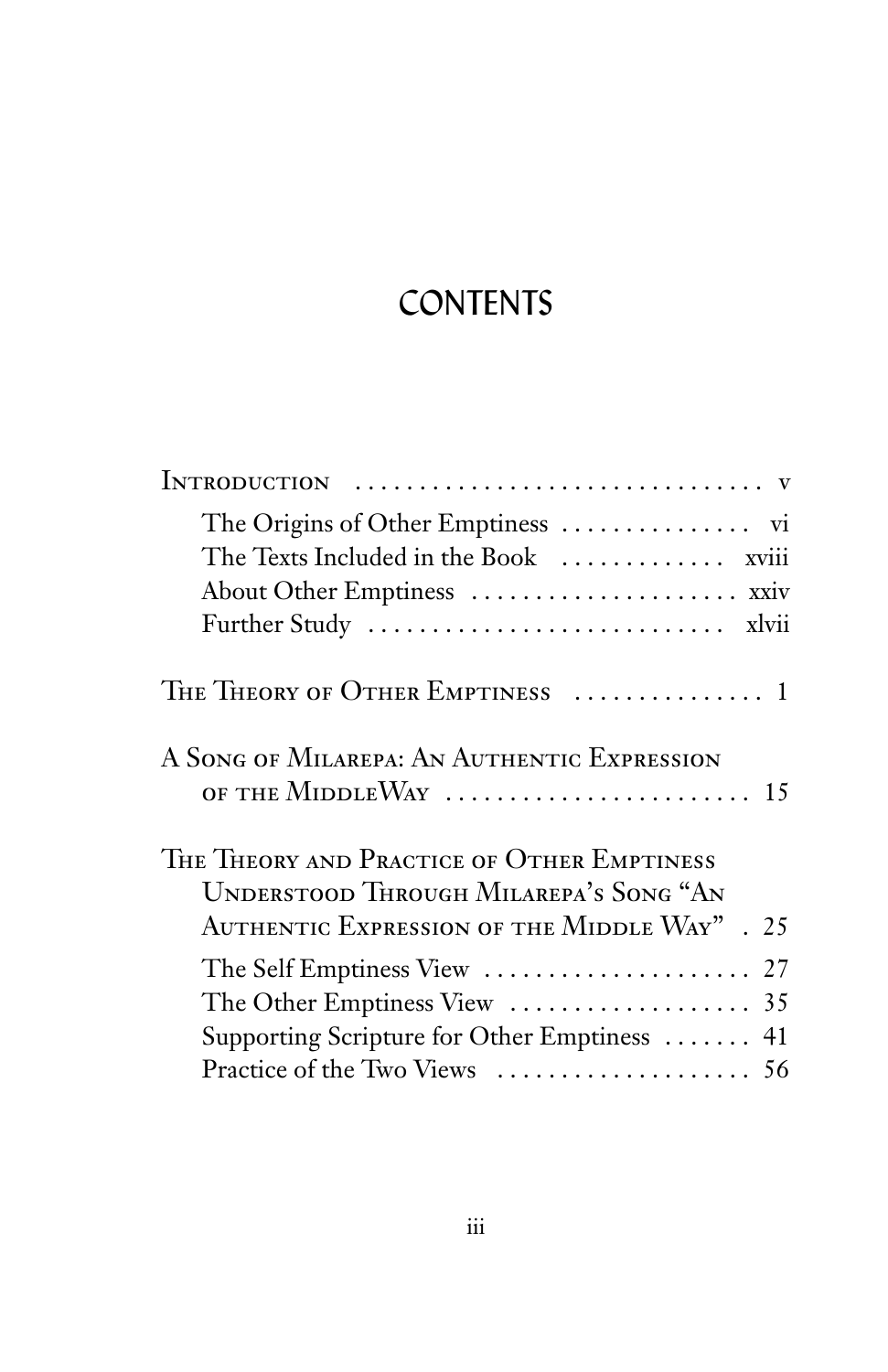# CONTENTS

- Introduction ..... v
  - The Origins of Other Emptiness ..... vi
  - The Texts Included in the Book ..... xviii
  - About Other Emptiness ..... xxiv
  - Further Study ..... xlvii
- The Theory of Other Emptiness ..... 1
- A Song of Milarepa: An Authentic Expression of the MiddleWay ..... 15
- The Theory and Practice of Other Emptiness Understood Through Milarepa's Song "An Authentic Expression of the Middle Way" ..... 25
  - The Self Emptiness View ..... 27
  - The Other Emptiness View ..... 35
  - Supporting Scripture for Other Emptiness ..... 41
  - Practice of the Two Views ..... 56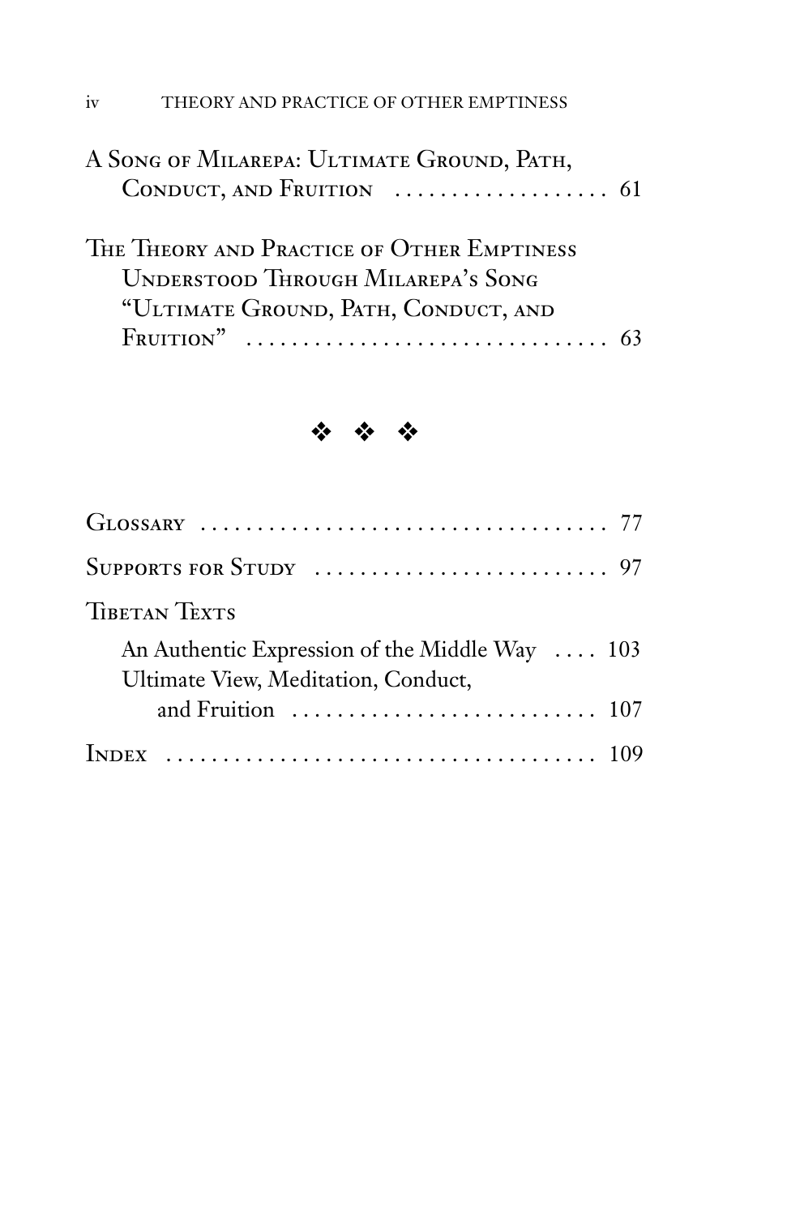A Song of Milarepa: Ultimate Ground, Path, Conduct, and Fruition . . . . . . . . . . . . . . . . . . . 61

The Theory and Practice of Other Emptiness Understood Through Milarepa's Song "Ultimate Ground, Path, Conduct, and Fruition" . . . . . . . . . . . . . . . . . . . . . . . . . . . . . . . 63

❖ ❖ ❖

Glossary . . . . . . . . . . . . . . . . . . . . . . . . . . . . . . . . . . . . 77

Supports for Study . . . . . . . . . . . . . . . . . . . . . . . . . . 97

Tibetan Texts

- An Authentic Expression of the Middle Way . . . . 103
- Ultimate View, Meditation, Conduct, and Fruition . . . . . . . . . . . . . . . . . . . . . . . . . . . 107

Index . . . . . . . . . . . . . . . . . . . . . . . . . . . . . . . . . . . . . 109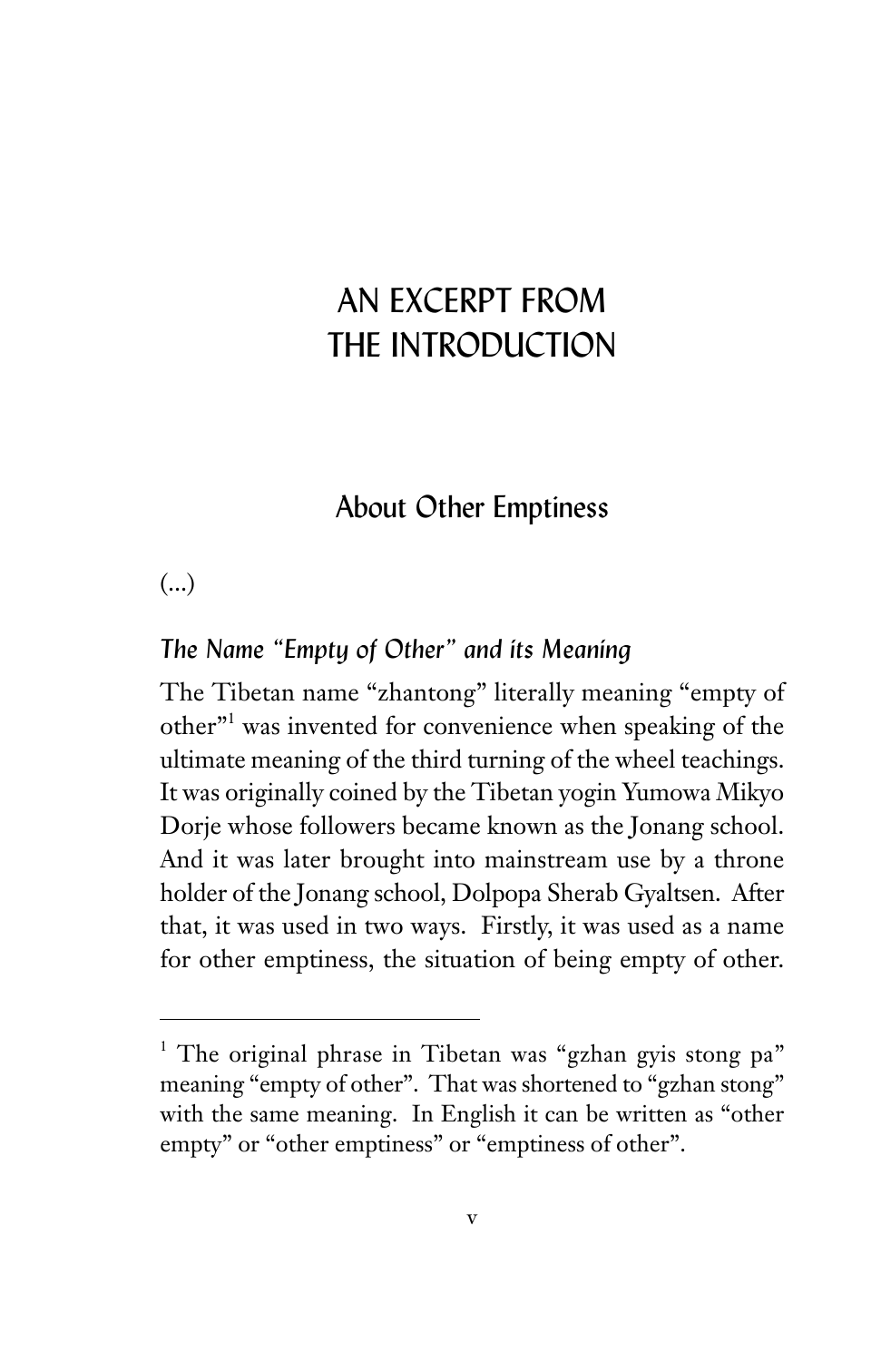# AN EXCERPT FROM THE INTRODUCTION

## About Other Emptiness

(...)

### *The Name "Empty of Other" and its Meaning*

The Tibetan name "zhantong" literally meaning "empty of other"[1] was invented for convenience when speaking of the ultimate meaning of the third turning of the wheel teachings. It was originally coined by the Tibetan yogin Yumowa Mikyo Dorje whose followers became known as the Jonang school. And it was later brought into mainstream use by a throne holder of the Jonang school, Dolpopa Sherab Gyaltsen. After that, it was used in two ways. Firstly, it was used as a name for other emptiness, the situation of being empty of other.

---

[1] The original phrase in Tibetan was "gzhan gyis stong pa" meaning "empty of other". That was shortened to "gzhan stong" with the same meaning. In English it can be written as "other empty" or "other emptiness" or "emptiness of other".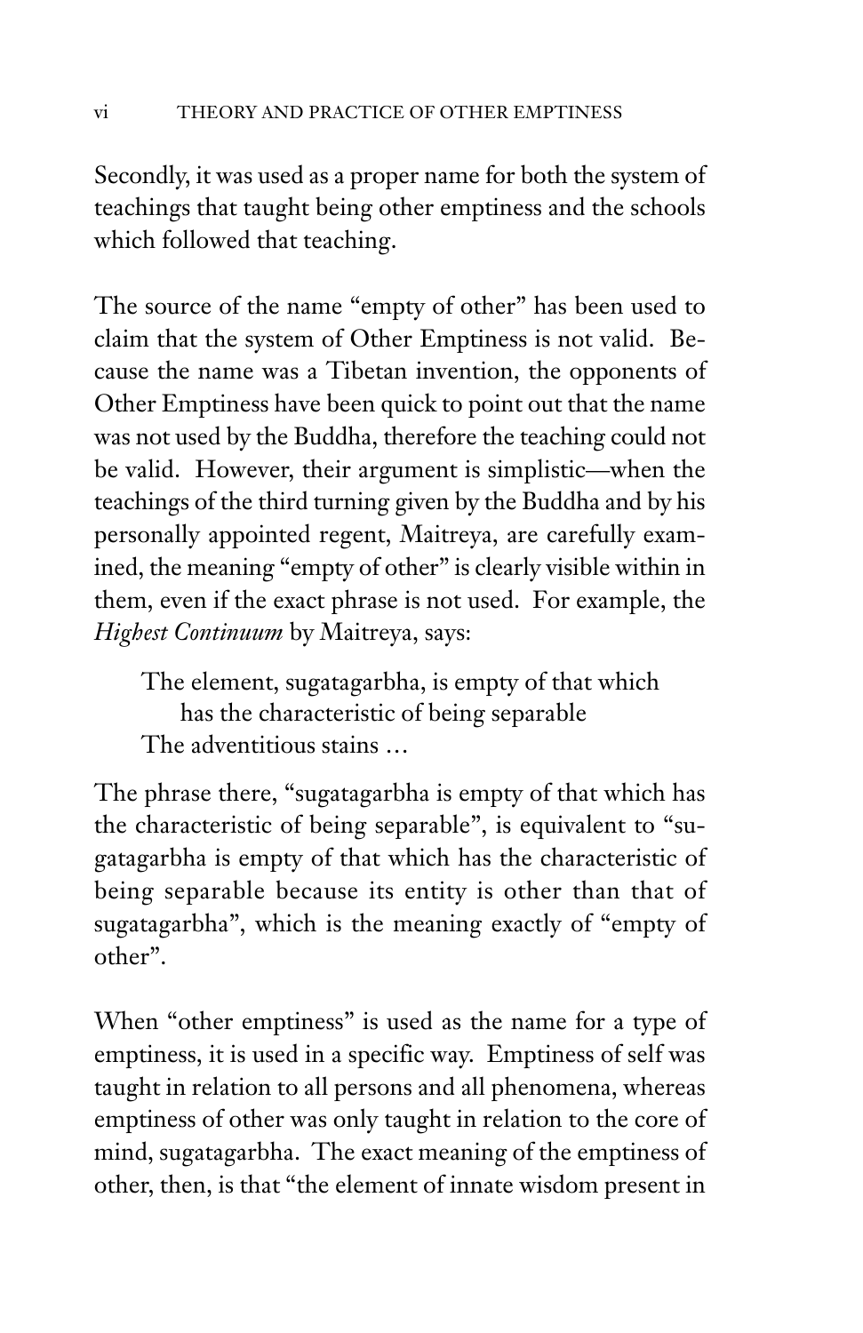Secondly, it was used as a proper name for both the system of teachings that taught being other emptiness and the schools which followed that teaching.

The source of the name "empty of other" has been used to claim that the system of Other Emptiness is not valid. Because the name was a Tibetan invention, the opponents of Other Emptiness have been quick to point out that the name was not used by the Buddha, therefore the teaching could not be valid. However, their argument is simplistic—when the teachings of the third turning given by the Buddha and by his personally appointed regent, Maitreya, are carefully examined, the meaning "empty of other" is clearly visible within in them, even if the exact phrase is not used. For example, the *Highest Continuum* by Maitreya, says:

> The element, sugatagarbha, is empty of that which
> has the characteristic of being separable
> The adventitious stains …

The phrase there, "sugatagarbha is empty of that which has the characteristic of being separable", is equivalent to "sugatagarbha is empty of that which has the characteristic of being separable because its entity is other than that of sugatagarbha", which is the meaning exactly of "empty of other".

When "other emptiness" is used as the name for a type of emptiness, it is used in a specific way. Emptiness of self was taught in relation to all persons and all phenomena, whereas emptiness of other was only taught in relation to the core of mind, sugatagarbha. The exact meaning of the emptiness of other, then, is that "the element of innate wisdom present in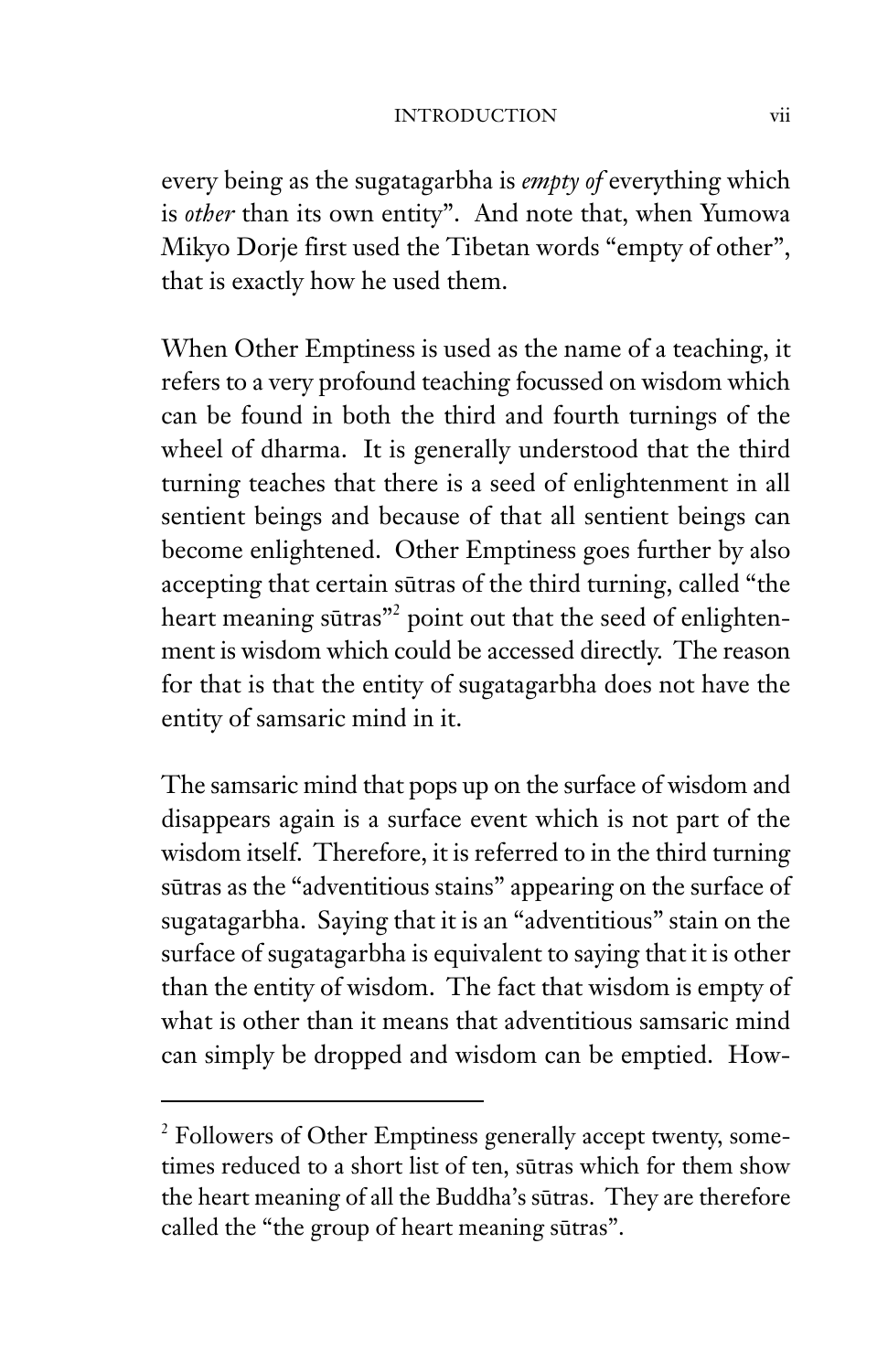every being as the sugatagarbha is *empty of* everything which is *other* than its own entity". And note that, when Yumowa Mikyo Dorje first used the Tibetan words "empty of other", that is exactly how he used them.

When Other Emptiness is used as the name of a teaching, it refers to a very profound teaching focussed on wisdom which can be found in both the third and fourth turnings of the wheel of dharma. It is generally understood that the third turning teaches that there is a seed of enlightenment in all sentient beings and because of that all sentient beings can become enlightened. Other Emptiness goes further by also accepting that certain sūtras of the third turning, called "the heart meaning sūtras"[2] point out that the seed of enlightenment is wisdom which could be accessed directly. The reason for that is that the entity of sugatagarbha does not have the entity of samsaric mind in it.

The samsaric mind that pops up on the surface of wisdom and disappears again is a surface event which is not part of the wisdom itself. Therefore, it is referred to in the third turning sūtras as the "adventitious stains" appearing on the surface of sugatagarbha. Saying that it is an "adventitious" stain on the surface of sugatagarbha is equivalent to saying that it is other than the entity of wisdom. The fact that wisdom is empty of what is other than it means that adventitious samsaric mind can simply be dropped and wisdom can be emptied. How-

---

[2] Followers of Other Emptiness generally accept twenty, sometimes reduced to a short list of ten, sūtras which for them show the heart meaning of all the Buddha's sūtras. They are therefore called the "the group of heart meaning sūtras".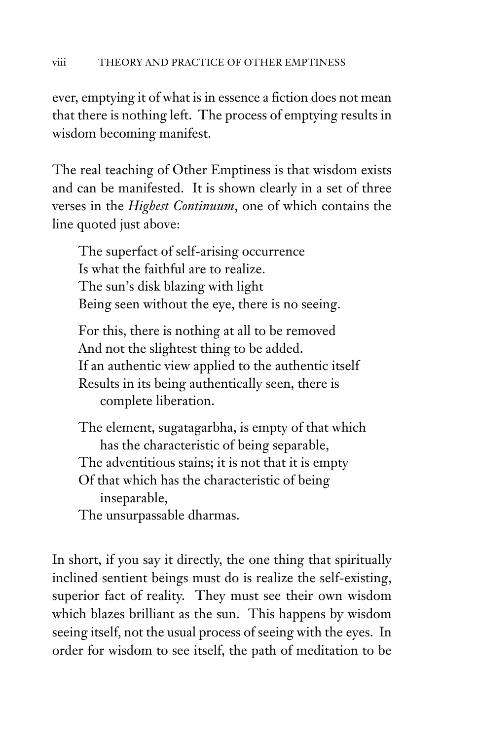ever, emptying it of what is in essence a fiction does not mean that there is nothing left. The process of emptying results in wisdom becoming manifest.

The real teaching of Other Emptiness is that wisdom exists and can be manifested. It is shown clearly in a set of three verses in the *Highest Continuum*, one of which contains the line quoted just above:

> The superfact of self-arising occurrence
> Is what the faithful are to realize.
> The sun's disk blazing with light
> Being seen without the eye, there is no seeing.
>
> For this, there is nothing at all to be removed
> And not the slightest thing to be added.
> If an authentic view applied to the authentic itself
> Results in its being authentically seen, there is complete liberation.
>
> The element, sugatagarbha, is empty of that which has the characteristic of being separable,
> The adventitious stains; it is not that it is empty
> Of that which has the characteristic of being inseparable,
> The unsurpassable dharmas.

In short, if you say it directly, the one thing that spiritually inclined sentient beings must do is realize the self-existing, superior fact of reality. They must see their own wisdom which blazes brilliant as the sun. This happens by wisdom seeing itself, not the usual process of seeing with the eyes. In order for wisdom to see itself, the path of meditation to be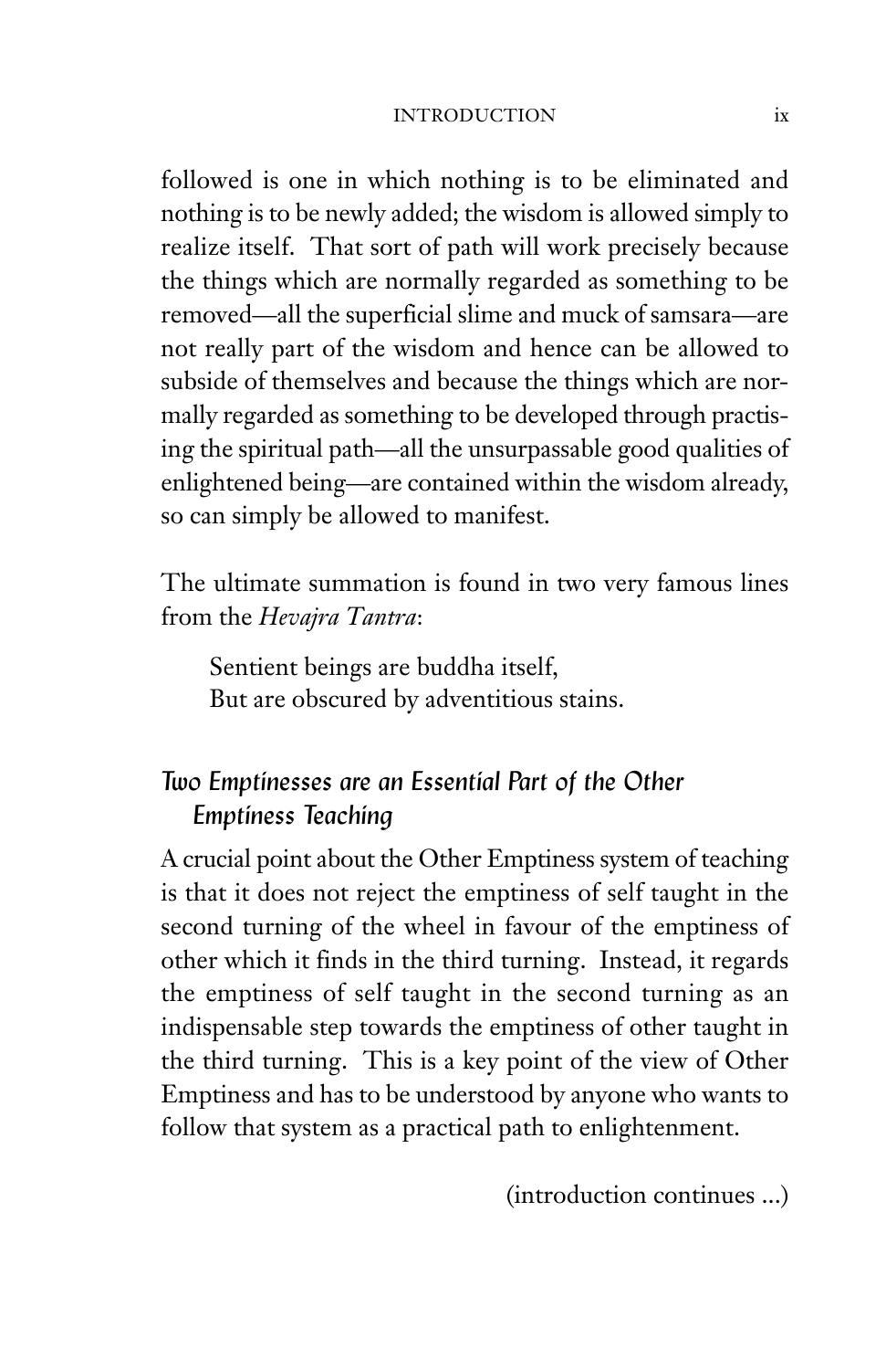followed is one in which nothing is to be eliminated and nothing is to be newly added; the wisdom is allowed simply to realize itself. That sort of path will work precisely because the things which are normally regarded as something to be removed—all the superficial slime and muck of samsara—are not really part of the wisdom and hence can be allowed to subside of themselves and because the things which are normally regarded as something to be developed through practising the spiritual path—all the unsurpassable good qualities of enlightened being—are contained within the wisdom already, so can simply be allowed to manifest.

The ultimate summation is found in two very famous lines from the *Hevajra Tantra*:

> Sentient beings are buddha itself,
> But are obscured by adventitious stains.

### *Two Emptinesses are an Essential Part of the Other Emptiness Teaching*

A crucial point about the Other Emptiness system of teaching is that it does not reject the emptiness of self taught in the second turning of the wheel in favour of the emptiness of other which it finds in the third turning. Instead, it regards the emptiness of self taught in the second turning as an indispensable step towards the emptiness of other taught in the third turning. This is a key point of the view of Other Emptiness and has to be understood by anyone who wants to follow that system as a practical path to enlightenment.

(introduction continues ...)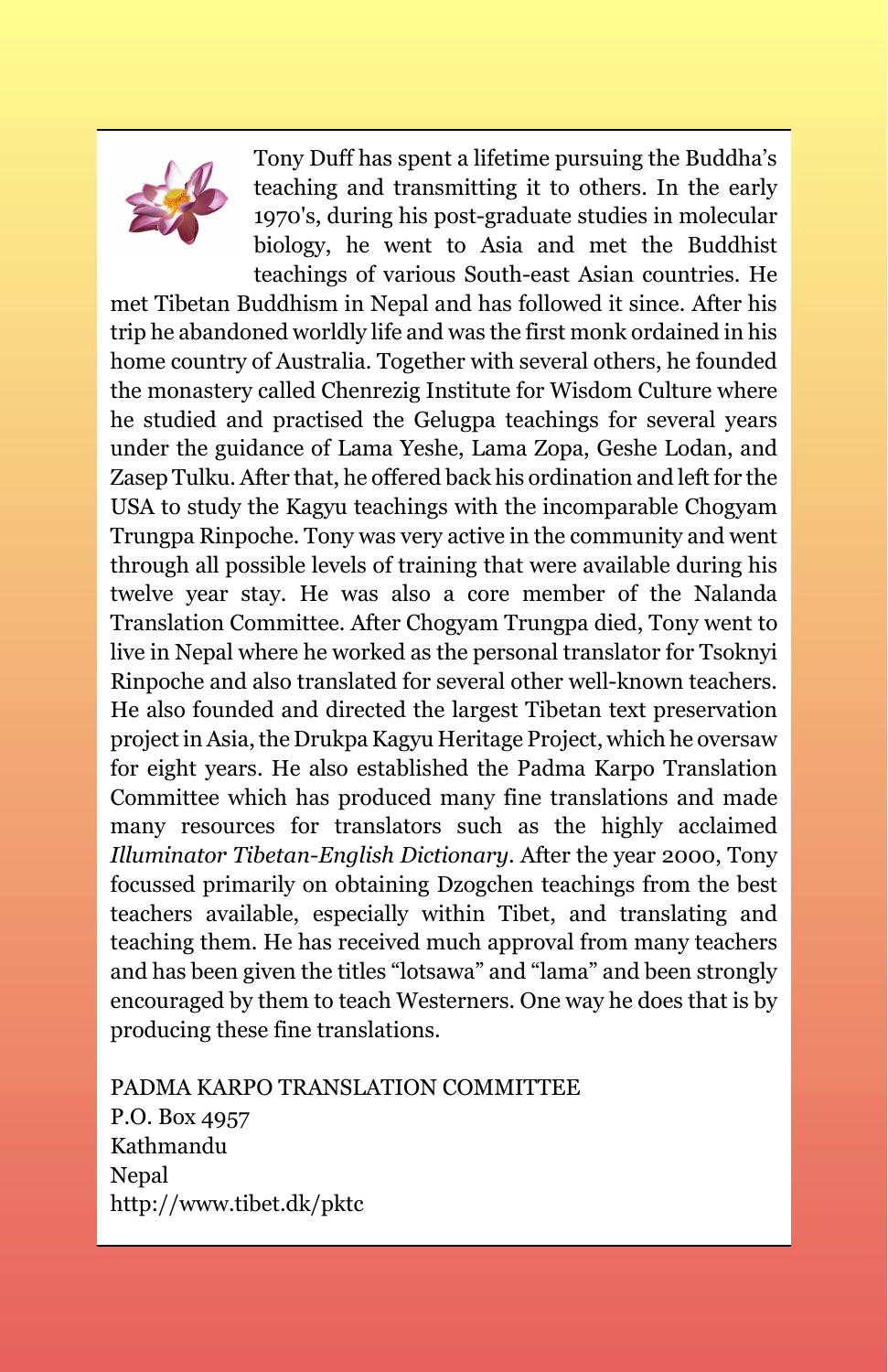Tony Duff has spent a lifetime pursuing the Buddha's teaching and transmitting it to others. In the early 1970's, during his post-graduate studies in molecular biology, he went to Asia and met the Buddhist teachings of various South-east Asian countries. He met Tibetan Buddhism in Nepal and has followed it since. After his trip he abandoned worldly life and was the first monk ordained in his home country of Australia. Together with several others, he founded the monastery called Chenrezig Institute for Wisdom Culture where he studied and practised the Gelugpa teachings for several years under the guidance of Lama Yeshe, Lama Zopa, Geshe Lodan, and Zasep Tulku. After that, he offered back his ordination and left for the USA to study the Kagyu teachings with the incomparable Chogyam Trungpa Rinpoche. Tony was very active in the community and went through all possible levels of training that were available during his twelve year stay. He was also a core member of the Nalanda Translation Committee. After Chogyam Trungpa died, Tony went to live in Nepal where he worked as the personal translator for Tsoknyi Rinpoche and also translated for several other well-known teachers. He also founded and directed the largest Tibetan text preservation project in Asia, the Drukpa Kagyu Heritage Project, which he oversaw for eight years. He also established the Padma Karpo Translation Committee which has produced many fine translations and made many resources for translators such as the highly acclaimed *Illuminator Tibetan-English Dictionary*. After the year 2000, Tony focussed primarily on obtaining Dzogchen teachings from the best teachers available, especially within Tibet, and translating and teaching them. He has received much approval from many teachers and has been given the titles "lotsawa" and "lama" and been strongly encouraged by them to teach Westerners. One way he does that is by producing these fine translations.

PADMA KARPO TRANSLATION COMMITTEE
P.O. Box 4957
Kathmandu
Nepal
http://www.tibet.dk/pktc